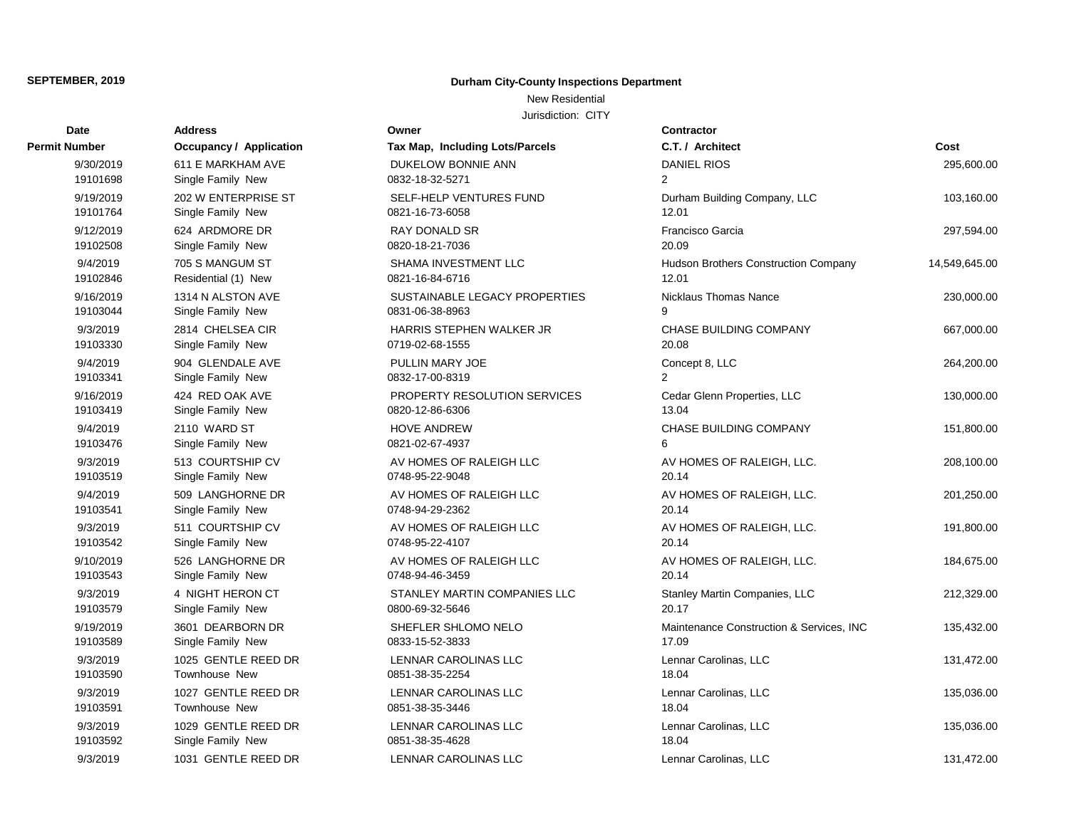**SEPTEMBER, 2019**

**Durham City-County Inspections Department**

New Residential

Jurisdiction: CITY

| Date<br>Permit Number | Address<br>Occupancy / Application | Owner<br>Tax Map, Including Lots/Parcels | Contractor<br>C.T. / Architect | Cost |
|---|---|---|---|---|
| 9/30/2019<br>19101698 | 611 E MARKHAM AVE<br>Single Family New | DUKELOW BONNIE ANN<br>0832-18-32-5271 | DANIEL RIOS<br>2 | 295,600.00 |
| 9/19/2019<br>19101764 | 202 W ENTERPRISE ST<br>Single Family New | SELF-HELP VENTURES FUND<br>0821-16-73-6058 | Durham Building Company, LLC<br>12.01 | 103,160.00 |
| 9/12/2019<br>19102508 | 624 ARDMORE DR<br>Single Family New | RAY DONALD SR<br>0820-18-21-7036 | Francisco Garcia<br>20.09 | 297,594.00 |
| 9/4/2019<br>19102846 | 705 S MANGUM ST<br>Residential (1) New | SHAMA INVESTMENT LLC<br>0821-16-84-6716 | Hudson Brothers Construction Company<br>12.01 | 14,549,645.00 |
| 9/16/2019<br>19103044 | 1314 N ALSTON AVE<br>Single Family New | SUSTAINABLE LEGACY PROPERTIES<br>0831-06-38-8963 | Nicklaus Thomas Nance<br>9 | 230,000.00 |
| 9/3/2019<br>19103330 | 2814 CHELSEA CIR<br>Single Family New | HARRIS STEPHEN WALKER JR<br>0719-02-68-1555 | CHASE BUILDING COMPANY<br>20.08 | 667,000.00 |
| 9/4/2019<br>19103341 | 904 GLENDALE AVE<br>Single Family New | PULLIN MARY JOE<br>0832-17-00-8319 | Concept 8, LLC<br>2 | 264,200.00 |
| 9/16/2019<br>19103419 | 424 RED OAK AVE<br>Single Family New | PROPERTY RESOLUTION SERVICES<br>0820-12-86-6306 | Cedar Glenn Properties, LLC<br>13.04 | 130,000.00 |
| 9/4/2019<br>19103476 | 2110 WARD ST<br>Single Family New | HOVE ANDREW<br>0821-02-67-4937 | CHASE BUILDING COMPANY<br>6 | 151,800.00 |
| 9/3/2019<br>19103519 | 513 COURTSHIP CV<br>Single Family New | AV HOMES OF RALEIGH LLC<br>0748-95-22-9048 | AV HOMES OF RALEIGH, LLC.<br>20.14 | 208,100.00 |
| 9/4/2019<br>19103541 | 509 LANGHORNE DR<br>Single Family New | AV HOMES OF RALEIGH LLC<br>0748-94-29-2362 | AV HOMES OF RALEIGH, LLC.<br>20.14 | 201,250.00 |
| 9/3/2019<br>19103542 | 511 COURTSHIP CV<br>Single Family New | AV HOMES OF RALEIGH LLC<br>0748-95-22-4107 | AV HOMES OF RALEIGH, LLC.<br>20.14 | 191,800.00 |
| 9/10/2019<br>19103543 | 526 LANGHORNE DR<br>Single Family New | AV HOMES OF RALEIGH LLC<br>0748-94-46-3459 | AV HOMES OF RALEIGH, LLC.<br>20.14 | 184,675.00 |
| 9/3/2019<br>19103579 | 4 NIGHT HERON CT<br>Single Family New | STANLEY MARTIN COMPANIES LLC<br>0800-69-32-5646 | Stanley Martin Companies, LLC<br>20.17 | 212,329.00 |
| 9/19/2019<br>19103589 | 3601 DEARBORN DR<br>Single Family New | SHEFLER SHLOMO NELO<br>0833-15-52-3833 | Maintenance Construction & Services, INC<br>17.09 | 135,432.00 |
| 9/3/2019<br>19103590 | 1025 GENTLE REED DR<br>Townhouse New | LENNAR CAROLINAS LLC<br>0851-38-35-2254 | Lennar Carolinas, LLC<br>18.04 | 131,472.00 |
| 9/3/2019<br>19103591 | 1027 GENTLE REED DR<br>Townhouse New | LENNAR CAROLINAS LLC<br>0851-38-35-3446 | Lennar Carolinas, LLC<br>18.04 | 135,036.00 |
| 9/3/2019<br>19103592 | 1029 GENTLE REED DR<br>Single Family New | LENNAR CAROLINAS LLC<br>0851-38-35-4628 | Lennar Carolinas, LLC<br>18.04 | 135,036.00 |
| 9/3/2019 | 1031 GENTLE REED DR | LENNAR CAROLINAS LLC | Lennar Carolinas, LLC | 131,472.00 |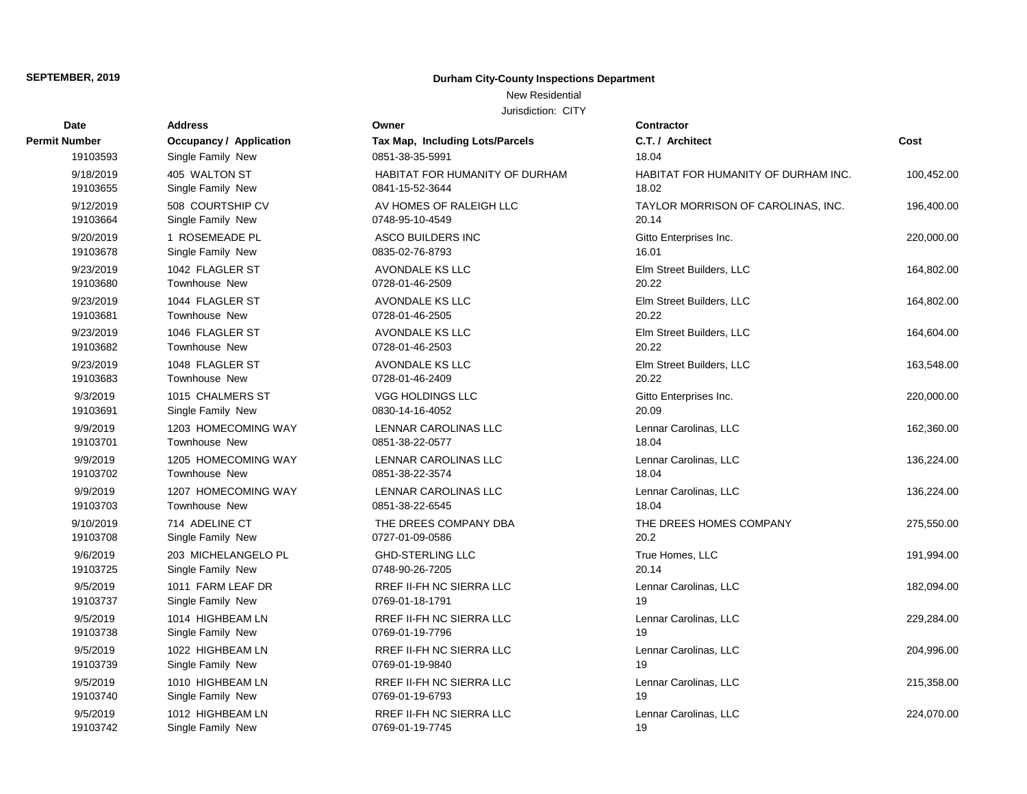**SEPTEMBER, 2019**

**Durham City-County Inspections Department**

New Residential

Jurisdiction: CITY

| Date / Permit Number | Address / Occupancy / Application | Owner / Tax Map, Including Lots/Parcels | Contractor / C.T. / Architect | Cost |
|---|---|---|---|---|
| 19103593 | Single Family New | 0851-38-35-5991 | 18.04 | |
| 9/18/2019 | 405 WALTON ST | HABITAT FOR HUMANITY OF DURHAM | HABITAT FOR HUMANITY OF DURHAM INC. | 100,452.00 |
| 19103655 | Single Family New | 0841-15-52-3644 | 18.02 | |
| 9/12/2019 | 508 COURTSHIP CV | AV HOMES OF RALEIGH LLC | TAYLOR MORRISON OF CAROLINAS, INC. | 196,400.00 |
| 19103664 | Single Family New | 0748-95-10-4549 | 20.14 | |
| 9/20/2019 | 1 ROSEMEADE PL | ASCO BUILDERS INC | Gitto Enterprises Inc. | 220,000.00 |
| 19103678 | Single Family New | 0835-02-76-8793 | 16.01 | |
| 9/23/2019 | 1042 FLAGLER ST | AVONDALE KS LLC | Elm Street Builders, LLC | 164,802.00 |
| 19103680 | Townhouse New | 0728-01-46-2509 | 20.22 | |
| 9/23/2019 | 1044 FLAGLER ST | AVONDALE KS LLC | Elm Street Builders, LLC | 164,802.00 |
| 19103681 | Townhouse New | 0728-01-46-2505 | 20.22 | |
| 9/23/2019 | 1046 FLAGLER ST | AVONDALE KS LLC | Elm Street Builders, LLC | 164,604.00 |
| 19103682 | Townhouse New | 0728-01-46-2503 | 20.22 | |
| 9/23/2019 | 1048 FLAGLER ST | AVONDALE KS LLC | Elm Street Builders, LLC | 163,548.00 |
| 19103683 | Townhouse New | 0728-01-46-2409 | 20.22 | |
| 9/3/2019 | 1015 CHALMERS ST | VGG HOLDINGS LLC | Gitto Enterprises Inc. | 220,000.00 |
| 19103691 | Single Family New | 0830-14-16-4052 | 20.09 | |
| 9/9/2019 | 1203 HOMECOMING WAY | LENNAR CAROLINAS LLC | Lennar Carolinas, LLC | 162,360.00 |
| 19103701 | Townhouse New | 0851-38-22-0577 | 18.04 | |
| 9/9/2019 | 1205 HOMECOMING WAY | LENNAR CAROLINAS LLC | Lennar Carolinas, LLC | 136,224.00 |
| 19103702 | Townhouse New | 0851-38-22-3574 | 18.04 | |
| 9/9/2019 | 1207 HOMECOMING WAY | LENNAR CAROLINAS LLC | Lennar Carolinas, LLC | 136,224.00 |
| 19103703 | Townhouse New | 0851-38-22-6545 | 18.04 | |
| 9/10/2019 | 714 ADELINE CT | THE DREES COMPANY DBA | THE DREES HOMES COMPANY | 275,550.00 |
| 19103708 | Single Family New | 0727-01-09-0586 | 20.2 | |
| 9/6/2019 | 203 MICHELANGELO PL | GHD-STERLING LLC | True Homes, LLC | 191,994.00 |
| 19103725 | Single Family New | 0748-90-26-7205 | 20.14 | |
| 9/5/2019 | 1011 FARM LEAF DR | RREF II-FH NC SIERRA LLC | Lennar Carolinas, LLC | 182,094.00 |
| 19103737 | Single Family New | 0769-01-18-1791 | 19 | |
| 9/5/2019 | 1014 HIGHBEAM LN | RREF II-FH NC SIERRA LLC | Lennar Carolinas, LLC | 229,284.00 |
| 19103738 | Single Family New | 0769-01-19-7796 | 19 | |
| 9/5/2019 | 1022 HIGHBEAM LN | RREF II-FH NC SIERRA LLC | Lennar Carolinas, LLC | 204,996.00 |
| 19103739 | Single Family New | 0769-01-19-9840 | 19 | |
| 9/5/2019 | 1010 HIGHBEAM LN | RREF II-FH NC SIERRA LLC | Lennar Carolinas, LLC | 215,358.00 |
| 19103740 | Single Family New | 0769-01-19-6793 | 19 | |
| 9/5/2019 | 1012 HIGHBEAM LN | RREF II-FH NC SIERRA LLC | Lennar Carolinas, LLC | 224,070.00 |
| 19103742 | Single Family New | 0769-01-19-7745 | 19 | |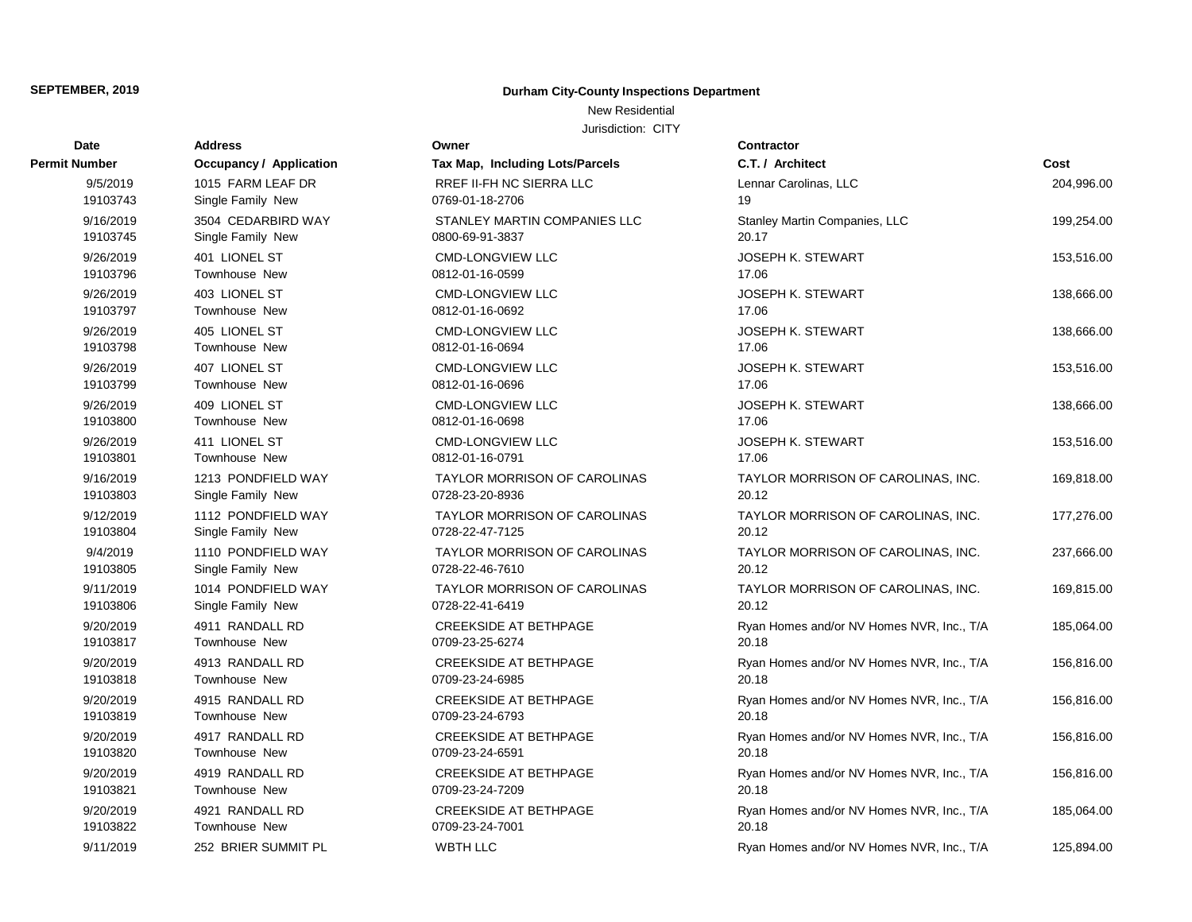**SEPTEMBER, 2019**

**Durham City-County Inspections Department**

New Residential

Jurisdiction: CITY

| Date<br>Permit Number | Address<br>Occupancy / Application | Owner<br>Tax Map, Including Lots/Parcels | Contractor<br>C.T. / Architect | Cost |
|---|---|---|---|---|
| 9/5/2019<br>19103743 | 1015 FARM LEAF DR<br>Single Family New | RREF II-FH NC SIERRA LLC<br>0769-01-18-2706 | Lennar Carolinas, LLC<br>19 | 204,996.00 |
| 9/16/2019<br>19103745 | 3504 CEDARBIRD WAY<br>Single Family New | STANLEY MARTIN COMPANIES LLC<br>0800-69-91-3837 | Stanley Martin Companies, LLC<br>20.17 | 199,254.00 |
| 9/26/2019<br>19103796 | 401 LIONEL ST<br>Townhouse New | CMD-LONGVIEW LLC<br>0812-01-16-0599 | JOSEPH K. STEWART<br>17.06 | 153,516.00 |
| 9/26/2019<br>19103797 | 403 LIONEL ST<br>Townhouse New | CMD-LONGVIEW LLC<br>0812-01-16-0692 | JOSEPH K. STEWART<br>17.06 | 138,666.00 |
| 9/26/2019<br>19103798 | 405 LIONEL ST<br>Townhouse New | CMD-LONGVIEW LLC<br>0812-01-16-0694 | JOSEPH K. STEWART<br>17.06 | 138,666.00 |
| 9/26/2019<br>19103799 | 407 LIONEL ST<br>Townhouse New | CMD-LONGVIEW LLC<br>0812-01-16-0696 | JOSEPH K. STEWART<br>17.06 | 153,516.00 |
| 9/26/2019<br>19103800 | 409 LIONEL ST<br>Townhouse New | CMD-LONGVIEW LLC<br>0812-01-16-0698 | JOSEPH K. STEWART<br>17.06 | 138,666.00 |
| 9/26/2019<br>19103801 | 411 LIONEL ST<br>Townhouse New | CMD-LONGVIEW LLC<br>0812-01-16-0791 | JOSEPH K. STEWART<br>17.06 | 153,516.00 |
| 9/16/2019<br>19103803 | 1213 PONDFIELD WAY<br>Single Family New | TAYLOR MORRISON OF CAROLINAS<br>0728-23-20-8936 | TAYLOR MORRISON OF CAROLINAS, INC.<br>20.12 | 169,818.00 |
| 9/12/2019<br>19103804 | 1112 PONDFIELD WAY<br>Single Family New | TAYLOR MORRISON OF CAROLINAS<br>0728-22-47-7125 | TAYLOR MORRISON OF CAROLINAS, INC.<br>20.12 | 177,276.00 |
| 9/4/2019<br>19103805 | 1110 PONDFIELD WAY<br>Single Family New | TAYLOR MORRISON OF CAROLINAS<br>0728-22-46-7610 | TAYLOR MORRISON OF CAROLINAS, INC.<br>20.12 | 237,666.00 |
| 9/11/2019<br>19103806 | 1014 PONDFIELD WAY<br>Single Family New | TAYLOR MORRISON OF CAROLINAS<br>0728-22-41-6419 | TAYLOR MORRISON OF CAROLINAS, INC.<br>20.12 | 169,815.00 |
| 9/20/2019<br>19103817 | 4911 RANDALL RD<br>Townhouse New | CREEKSIDE AT BETHPAGE<br>0709-23-25-6274 | Ryan Homes and/or NV Homes NVR, Inc., T/A<br>20.18 | 185,064.00 |
| 9/20/2019<br>19103818 | 4913 RANDALL RD<br>Townhouse New | CREEKSIDE AT BETHPAGE<br>0709-23-24-6985 | Ryan Homes and/or NV Homes NVR, Inc., T/A<br>20.18 | 156,816.00 |
| 9/20/2019<br>19103819 | 4915 RANDALL RD<br>Townhouse New | CREEKSIDE AT BETHPAGE<br>0709-23-24-6793 | Ryan Homes and/or NV Homes NVR, Inc., T/A<br>20.18 | 156,816.00 |
| 9/20/2019<br>19103820 | 4917 RANDALL RD<br>Townhouse New | CREEKSIDE AT BETHPAGE<br>0709-23-24-6591 | Ryan Homes and/or NV Homes NVR, Inc., T/A<br>20.18 | 156,816.00 |
| 9/20/2019<br>19103821 | 4919 RANDALL RD<br>Townhouse New | CREEKSIDE AT BETHPAGE<br>0709-23-24-7209 | Ryan Homes and/or NV Homes NVR, Inc., T/A<br>20.18 | 156,816.00 |
| 9/20/2019<br>19103822 | 4921 RANDALL RD<br>Townhouse New | CREEKSIDE AT BETHPAGE<br>0709-23-24-7001 | Ryan Homes and/or NV Homes NVR, Inc., T/A<br>20.18 | 185,064.00 |
| 9/11/2019 | 252 BRIER SUMMIT PL | WBTH LLC | Ryan Homes and/or NV Homes NVR, Inc., T/A | 125,894.00 |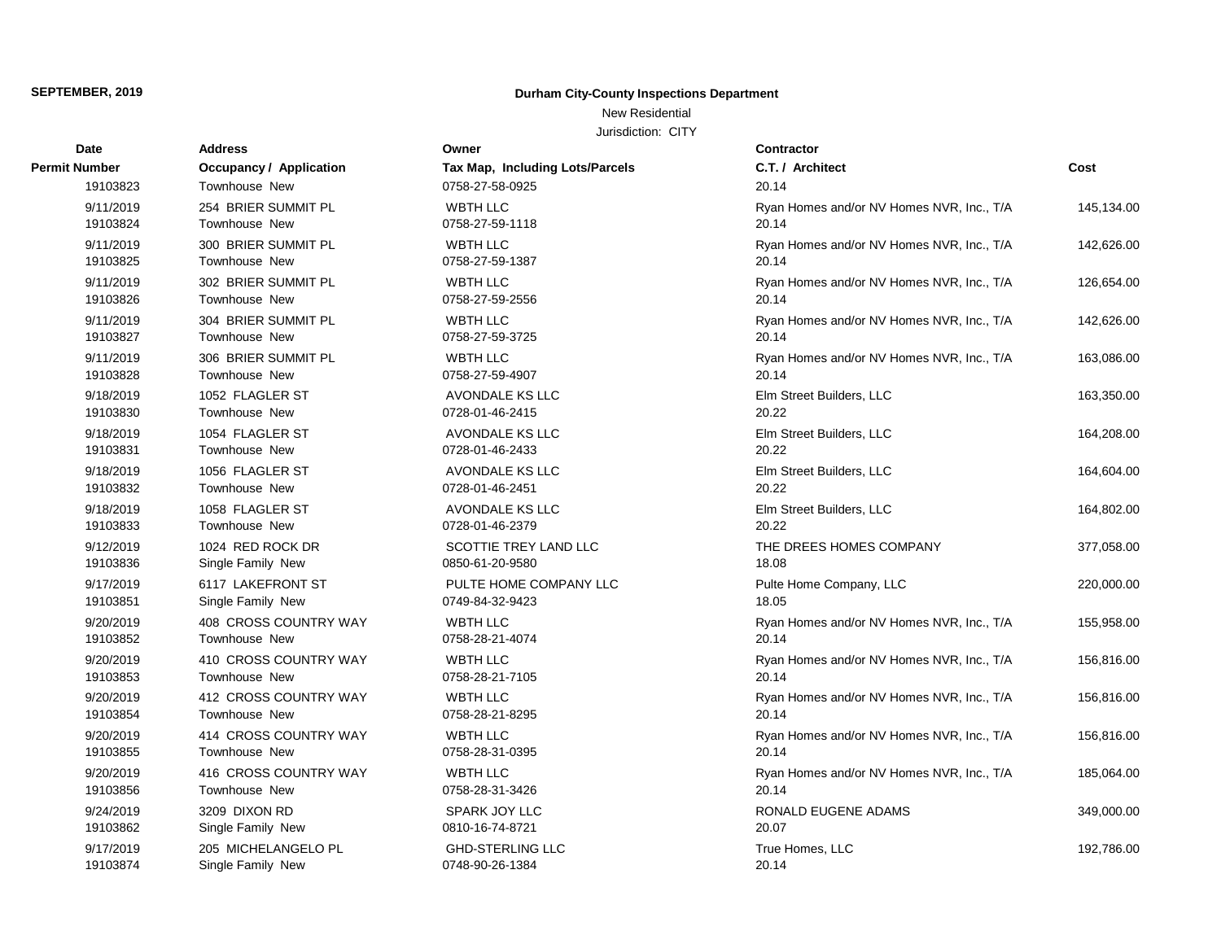**SEPTEMBER, 2019**

**Durham City-County Inspections Department**

New Residential

Jurisdiction: CITY

| Date / Permit Number | Address / Occupancy / Application | Owner / Tax Map, Including Lots/Parcels | Contractor / C.T. / Architect | Cost |
|---|---|---|---|---|
| 19103823 | Townhouse New | 0758-27-58-0925 | 20.14 | |
| 9/11/2019 | 254 BRIER SUMMIT PL | WBTH LLC | Ryan Homes and/or NV Homes NVR, Inc., T/A | 145,134.00 |
| 19103824 | Townhouse New | 0758-27-59-1118 | 20.14 | |
| 9/11/2019 | 300 BRIER SUMMIT PL | WBTH LLC | Ryan Homes and/or NV Homes NVR, Inc., T/A | 142,626.00 |
| 19103825 | Townhouse New | 0758-27-59-1387 | 20.14 | |
| 9/11/2019 | 302 BRIER SUMMIT PL | WBTH LLC | Ryan Homes and/or NV Homes NVR, Inc., T/A | 126,654.00 |
| 19103826 | Townhouse New | 0758-27-59-2556 | 20.14 | |
| 9/11/2019 | 304 BRIER SUMMIT PL | WBTH LLC | Ryan Homes and/or NV Homes NVR, Inc., T/A | 142,626.00 |
| 19103827 | Townhouse New | 0758-27-59-3725 | 20.14 | |
| 9/11/2019 | 306 BRIER SUMMIT PL | WBTH LLC | Ryan Homes and/or NV Homes NVR, Inc., T/A | 163,086.00 |
| 19103828 | Townhouse New | 0758-27-59-4907 | 20.14 | |
| 9/18/2019 | 1052 FLAGLER ST | AVONDALE KS LLC | Elm Street Builders, LLC | 163,350.00 |
| 19103830 | Townhouse New | 0728-01-46-2415 | 20.22 | |
| 9/18/2019 | 1054 FLAGLER ST | AVONDALE KS LLC | Elm Street Builders, LLC | 164,208.00 |
| 19103831 | Townhouse New | 0728-01-46-2433 | 20.22 | |
| 9/18/2019 | 1056 FLAGLER ST | AVONDALE KS LLC | Elm Street Builders, LLC | 164,604.00 |
| 19103832 | Townhouse New | 0728-01-46-2451 | 20.22 | |
| 9/18/2019 | 1058 FLAGLER ST | AVONDALE KS LLC | Elm Street Builders, LLC | 164,802.00 |
| 19103833 | Townhouse New | 0728-01-46-2379 | 20.22 | |
| 9/12/2019 | 1024 RED ROCK DR | SCOTTIE TREY LAND LLC | THE DREES HOMES COMPANY | 377,058.00 |
| 19103836 | Single Family New | 0850-61-20-9580 | 18.08 | |
| 9/17/2019 | 6117 LAKEFRONT ST | PULTE HOME COMPANY LLC | Pulte Home Company, LLC | 220,000.00 |
| 19103851 | Single Family New | 0749-84-32-9423 | 18.05 | |
| 9/20/2019 | 408 CROSS COUNTRY WAY | WBTH LLC | Ryan Homes and/or NV Homes NVR, Inc., T/A | 155,958.00 |
| 19103852 | Townhouse New | 0758-28-21-4074 | 20.14 | |
| 9/20/2019 | 410 CROSS COUNTRY WAY | WBTH LLC | Ryan Homes and/or NV Homes NVR, Inc., T/A | 156,816.00 |
| 19103853 | Townhouse New | 0758-28-21-7105 | 20.14 | |
| 9/20/2019 | 412 CROSS COUNTRY WAY | WBTH LLC | Ryan Homes and/or NV Homes NVR, Inc., T/A | 156,816.00 |
| 19103854 | Townhouse New | 0758-28-21-8295 | 20.14 | |
| 9/20/2019 | 414 CROSS COUNTRY WAY | WBTH LLC | Ryan Homes and/or NV Homes NVR, Inc., T/A | 156,816.00 |
| 19103855 | Townhouse New | 0758-28-31-0395 | 20.14 | |
| 9/20/2019 | 416 CROSS COUNTRY WAY | WBTH LLC | Ryan Homes and/or NV Homes NVR, Inc., T/A | 185,064.00 |
| 19103856 | Townhouse New | 0758-28-31-3426 | 20.14 | |
| 9/24/2019 | 3209 DIXON RD | SPARK JOY LLC | RONALD EUGENE ADAMS | 349,000.00 |
| 19103862 | Single Family New | 0810-16-74-8721 | 20.07 | |
| 9/17/2019 | 205 MICHELANGELO PL | GHD-STERLING LLC | True Homes, LLC | 192,786.00 |
| 19103874 | Single Family New | 0748-90-26-1384 | 20.14 | |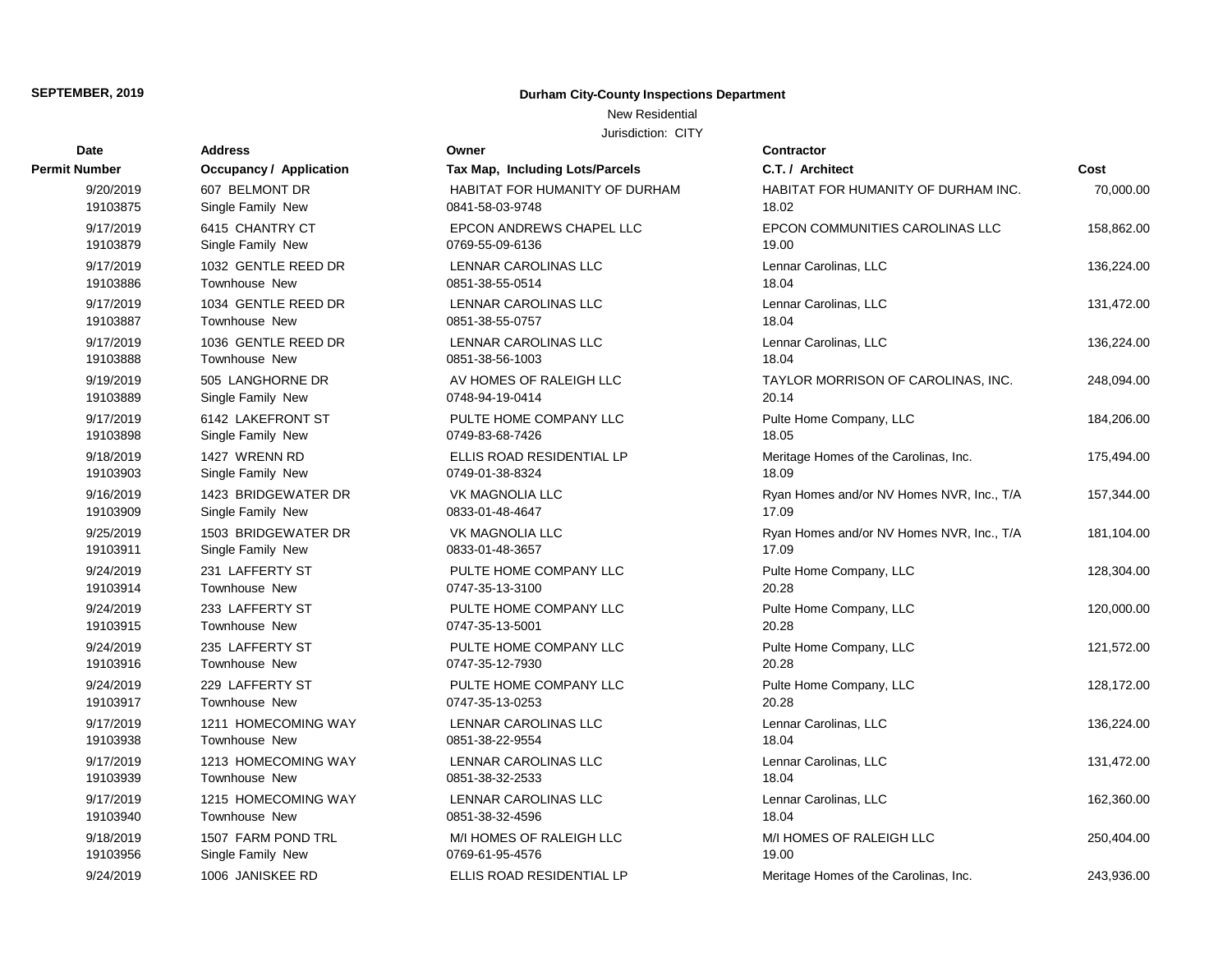**SEPTEMBER, 2019**

## Durham City-County Inspections Department

New Residential

Jurisdiction: CITY

| Date / Permit Number | Address / Occupancy / Application | Owner / Tax Map, Including Lots/Parcels | Contractor / C.T. / Architect | Cost |
|---|---|---|---|---|
| 9/20/2019<br>19103875 | 607 BELMONT DR<br>Single Family New | HABITAT FOR HUMANITY OF DURHAM<br>0841-58-03-9748 | HABITAT FOR HUMANITY OF DURHAM INC.<br>18.02 | 70,000.00 |
| 9/17/2019<br>19103879 | 6415 CHANTRY CT<br>Single Family New | EPCON ANDREWS CHAPEL LLC<br>0769-55-09-6136 | EPCON COMMUNITIES CAROLINAS LLC<br>19.00 | 158,862.00 |
| 9/17/2019<br>19103886 | 1032 GENTLE REED DR<br>Townhouse New | LENNAR CAROLINAS LLC<br>0851-38-55-0514 | Lennar Carolinas, LLC<br>18.04 | 136,224.00 |
| 9/17/2019<br>19103887 | 1034 GENTLE REED DR<br>Townhouse New | LENNAR CAROLINAS LLC<br>0851-38-55-0757 | Lennar Carolinas, LLC<br>18.04 | 131,472.00 |
| 9/17/2019<br>19103888 | 1036 GENTLE REED DR<br>Townhouse New | LENNAR CAROLINAS LLC<br>0851-38-56-1003 | Lennar Carolinas, LLC<br>18.04 | 136,224.00 |
| 9/19/2019<br>19103889 | 505 LANGHORNE DR<br>Single Family New | AV HOMES OF RALEIGH LLC<br>0748-94-19-0414 | TAYLOR MORRISON OF CAROLINAS, INC.<br>20.14 | 248,094.00 |
| 9/17/2019<br>19103898 | 6142 LAKEFRONT ST<br>Single Family New | PULTE HOME COMPANY LLC<br>0749-83-68-7426 | Pulte Home Company, LLC<br>18.05 | 184,206.00 |
| 9/18/2019<br>19103903 | 1427 WRENN RD<br>Single Family New | ELLIS ROAD RESIDENTIAL LP<br>0749-01-38-8324 | Meritage Homes of the Carolinas, Inc.<br>18.09 | 175,494.00 |
| 9/16/2019<br>19103909 | 1423 BRIDGEWATER DR<br>Single Family New | VK MAGNOLIA LLC<br>0833-01-48-4647 | Ryan Homes and/or NV Homes NVR, Inc., T/A<br>17.09 | 157,344.00 |
| 9/25/2019<br>19103911 | 1503 BRIDGEWATER DR<br>Single Family New | VK MAGNOLIA LLC<br>0833-01-48-3657 | Ryan Homes and/or NV Homes NVR, Inc., T/A<br>17.09 | 181,104.00 |
| 9/24/2019<br>19103914 | 231 LAFFERTY ST<br>Townhouse New | PULTE HOME COMPANY LLC<br>0747-35-13-3100 | Pulte Home Company, LLC<br>20.28 | 128,304.00 |
| 9/24/2019<br>19103915 | 233 LAFFERTY ST<br>Townhouse New | PULTE HOME COMPANY LLC<br>0747-35-13-5001 | Pulte Home Company, LLC<br>20.28 | 120,000.00 |
| 9/24/2019<br>19103916 | 235 LAFFERTY ST<br>Townhouse New | PULTE HOME COMPANY LLC<br>0747-35-12-7930 | Pulte Home Company, LLC<br>20.28 | 121,572.00 |
| 9/24/2019<br>19103917 | 229 LAFFERTY ST<br>Townhouse New | PULTE HOME COMPANY LLC<br>0747-35-13-0253 | Pulte Home Company, LLC<br>20.28 | 128,172.00 |
| 9/17/2019<br>19103938 | 1211 HOMECOMING WAY<br>Townhouse New | LENNAR CAROLINAS LLC<br>0851-38-22-9554 | Lennar Carolinas, LLC<br>18.04 | 136,224.00 |
| 9/17/2019<br>19103939 | 1213 HOMECOMING WAY<br>Townhouse New | LENNAR CAROLINAS LLC<br>0851-38-32-2533 | Lennar Carolinas, LLC<br>18.04 | 131,472.00 |
| 9/17/2019<br>19103940 | 1215 HOMECOMING WAY<br>Townhouse New | LENNAR CAROLINAS LLC<br>0851-38-32-4596 | Lennar Carolinas, LLC<br>18.04 | 162,360.00 |
| 9/18/2019<br>19103956 | 1507 FARM POND TRL<br>Single Family New | M/I HOMES OF RALEIGH LLC<br>0769-61-95-4576 | M/I HOMES OF RALEIGH LLC<br>19.00 | 250,404.00 |
| 9/24/2019 | 1006 JANISKEE RD | ELLIS ROAD RESIDENTIAL LP | Meritage Homes of the Carolinas, Inc. | 243,936.00 |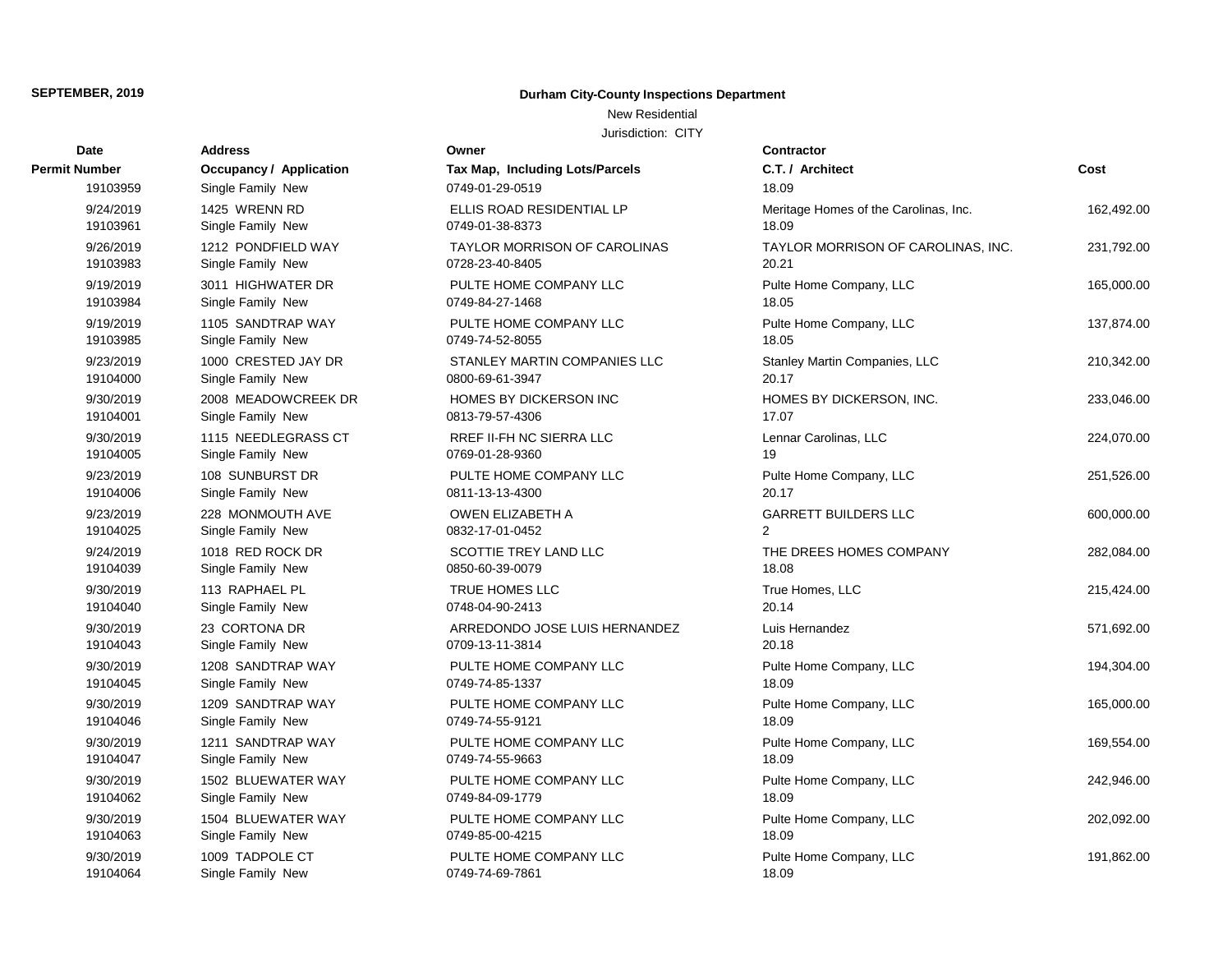**SEPTEMBER, 2019**

**Durham City-County Inspections Department**

New Residential

Jurisdiction: CITY

| Date | Address | Owner | Contractor | |
|---|---|---|---|---|
| **Permit Number** | **Occupancy / Application** | **Tax Map, Including Lots/Parcels** | **C.T. / Architect** | **Cost** |
| 19103959 | Single Family New | 0749-01-29-0519 | 18.09 | |
| 9/24/2019 | 1425 WRENN RD | ELLIS ROAD RESIDENTIAL LP | Meritage Homes of the Carolinas, Inc. | 162,492.00 |
| 19103961 | Single Family New | 0749-01-38-8373 | 18.09 | |
| 9/26/2019 | 1212 PONDFIELD WAY | TAYLOR MORRISON OF CAROLINAS | TAYLOR MORRISON OF CAROLINAS, INC. | 231,792.00 |
| 19103983 | Single Family New | 0728-23-40-8405 | 20.21 | |
| 9/19/2019 | 3011 HIGHWATER DR | PULTE HOME COMPANY LLC | Pulte Home Company, LLC | 165,000.00 |
| 19103984 | Single Family New | 0749-84-27-1468 | 18.05 | |
| 9/19/2019 | 1105 SANDTRAP WAY | PULTE HOME COMPANY LLC | Pulte Home Company, LLC | 137,874.00 |
| 19103985 | Single Family New | 0749-74-52-8055 | 18.05 | |
| 9/23/2019 | 1000 CRESTED JAY DR | STANLEY MARTIN COMPANIES LLC | Stanley Martin Companies, LLC | 210,342.00 |
| 19104000 | Single Family New | 0800-69-61-3947 | 20.17 | |
| 9/30/2019 | 2008 MEADOWCREEK DR | HOMES BY DICKERSON INC | HOMES BY DICKERSON, INC. | 233,046.00 |
| 19104001 | Single Family New | 0813-79-57-4306 | 17.07 | |
| 9/30/2019 | 1115 NEEDLEGRASS CT | RREF II-FH NC SIERRA LLC | Lennar Carolinas, LLC | 224,070.00 |
| 19104005 | Single Family New | 0769-01-28-9360 | 19 | |
| 9/23/2019 | 108 SUNBURST DR | PULTE HOME COMPANY LLC | Pulte Home Company, LLC | 251,526.00 |
| 19104006 | Single Family New | 0811-13-13-4300 | 20.17 | |
| 9/23/2019 | 228 MONMOUTH AVE | OWEN ELIZABETH A | GARRETT BUILDERS LLC | 600,000.00 |
| 19104025 | Single Family New | 0832-17-01-0452 | 2 | |
| 9/24/2019 | 1018 RED ROCK DR | SCOTTIE TREY LAND LLC | THE DREES HOMES COMPANY | 282,084.00 |
| 19104039 | Single Family New | 0850-60-39-0079 | 18.08 | |
| 9/30/2019 | 113 RAPHAEL PL | TRUE HOMES LLC | True Homes, LLC | 215,424.00 |
| 19104040 | Single Family New | 0748-04-90-2413 | 20.14 | |
| 9/30/2019 | 23 CORTONA DR | ARREDONDO JOSE LUIS HERNANDEZ | Luis Hernandez | 571,692.00 |
| 19104043 | Single Family New | 0709-13-11-3814 | 20.18 | |
| 9/30/2019 | 1208 SANDTRAP WAY | PULTE HOME COMPANY LLC | Pulte Home Company, LLC | 194,304.00 |
| 19104045 | Single Family New | 0749-74-85-1337 | 18.09 | |
| 9/30/2019 | 1209 SANDTRAP WAY | PULTE HOME COMPANY LLC | Pulte Home Company, LLC | 165,000.00 |
| 19104046 | Single Family New | 0749-74-55-9121 | 18.09 | |
| 9/30/2019 | 1211 SANDTRAP WAY | PULTE HOME COMPANY LLC | Pulte Home Company, LLC | 169,554.00 |
| 19104047 | Single Family New | 0749-74-55-9663 | 18.09 | |
| 9/30/2019 | 1502 BLUEWATER WAY | PULTE HOME COMPANY LLC | Pulte Home Company, LLC | 242,946.00 |
| 19104062 | Single Family New | 0749-84-09-1779 | 18.09 | |
| 9/30/2019 | 1504 BLUEWATER WAY | PULTE HOME COMPANY LLC | Pulte Home Company, LLC | 202,092.00 |
| 19104063 | Single Family New | 0749-85-00-4215 | 18.09 | |
| 9/30/2019 | 1009 TADPOLE CT | PULTE HOME COMPANY LLC | Pulte Home Company, LLC | 191,862.00 |
| 19104064 | Single Family New | 0749-74-69-7861 | 18.09 | |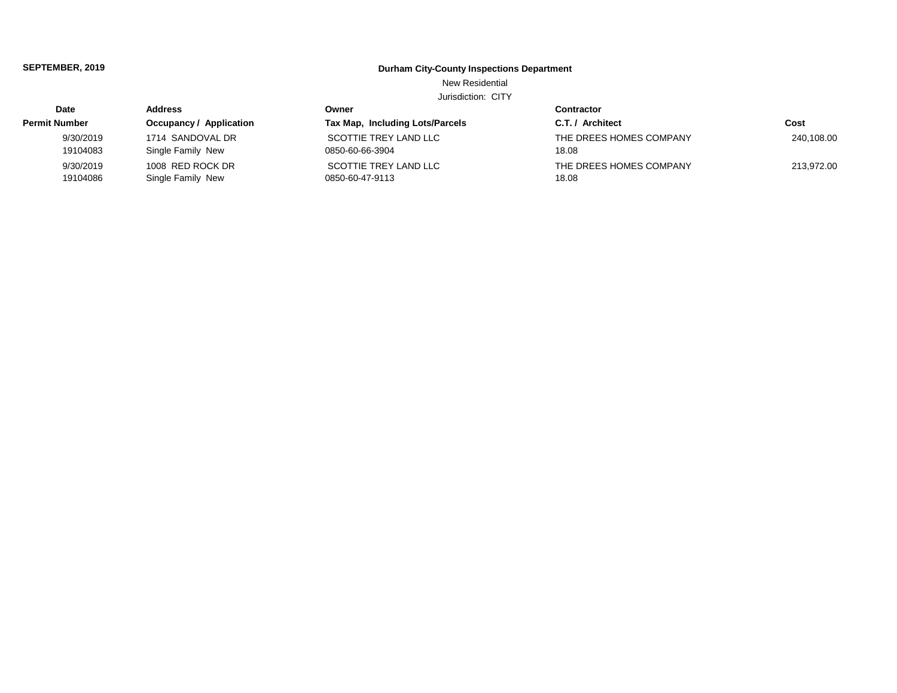**SEPTEMBER, 2019**

**Durham City-County Inspections Department**

New Residential

Jurisdiction: CITY

| Date<br>Permit Number | Address<br>Occupancy / Application | Owner<br>Tax Map, Including Lots/Parcels | Contractor<br>C.T. / Architect | Cost |
|---|---|---|---|---|
| 9/30/2019<br>19104083 | 1714 SANDOVAL DR<br>Single Family New | SCOTTIE TREY LAND LLC<br>0850-60-66-3904 | THE DREES HOMES COMPANY<br>18.08 | 240,108.00 |
| 9/30/2019<br>19104086 | 1008 RED ROCK DR<br>Single Family New | SCOTTIE TREY LAND LLC<br>0850-60-47-9113 | THE DREES HOMES COMPANY<br>18.08 | 213,972.00 |